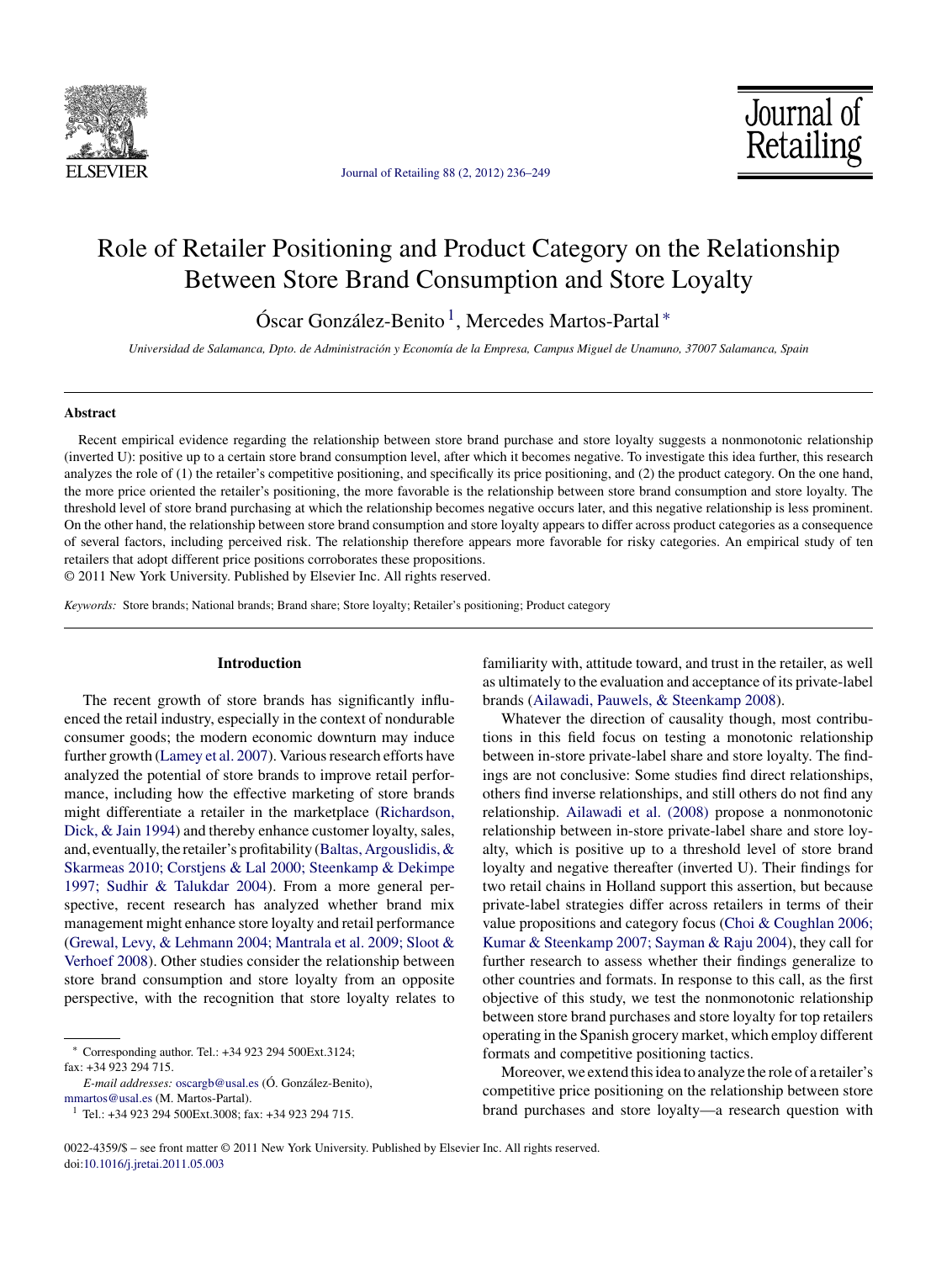# Role of Retailer Positioning and Product Category on the Relationship Between Store Brand Consumption and Store Loyalty

Óscar González-Benito [1], Mercedes Martos-Partal [*]

*Universidad de Salamanca, Dpto. de Administración y Economía de la Empresa, Campus Miguel de Unamuno, 37007 Salamanca, Spain*

## Abstract

Recent empirical evidence regarding the relationship between store brand purchase and store loyalty suggests a nonmonotonic relationship (inverted U): positive up to a certain store brand consumption level, after which it becomes negative. To investigate this idea further, this research analyzes the role of (1) the retailer's competitive positioning, and specifically its price positioning, and (2) the product category. On the one hand, the more price oriented the retailer's positioning, the more favorable is the relationship between store brand consumption and store loyalty. The threshold level of store brand purchasing at which the relationship becomes negative occurs later, and this negative relationship is less prominent. On the other hand, the relationship between store brand consumption and store loyalty appears to differ across product categories as a consequence of several factors, including perceived risk. The relationship therefore appears more favorable for risky categories. An empirical study of ten retailers that adopt different price positions corroborates these propositions.

© 2011 New York University. Published by Elsevier Inc. All rights reserved.

*Keywords:* Store brands; National brands; Brand share; Store loyalty; Retailer's positioning; Product category

## Introduction

The recent growth of store brands has significantly influenced the retail industry, especially in the context of nondurable consumer goods; the modern economic downturn may induce further growth (Lamey et al. 2007). Various research efforts have analyzed the potential of store brands to improve retail performance, including how the effective marketing of store brands might differentiate a retailer in the marketplace (Richardson, Dick, & Jain 1994) and thereby enhance customer loyalty, sales, and, eventually, the retailer's profitability (Baltas, Argouslidis, & Skarmeas 2010; Corstjens & Lal 2000; Steenkamp & Dekimpe 1997; Sudhir & Talukdar 2004). From a more general perspective, recent research has analyzed whether brand mix management might enhance store loyalty and retail performance (Grewal, Levy, & Lehmann 2004; Mantrala et al. 2009; Sloot & Verhoef 2008). Other studies consider the relationship between store brand consumption and store loyalty from an opposite perspective, with the recognition that store loyalty relates to familiarity with, attitude toward, and trust in the retailer, as well as ultimately to the evaluation and acceptance of its private-label brands (Ailawadi, Pauwels, & Steenkamp 2008).

Whatever the direction of causality though, most contributions in this field focus on testing a monotonic relationship between in-store private-label share and store loyalty. The findings are not conclusive: Some studies find direct relationships, others find inverse relationships, and still others do not find any relationship. Ailawadi et al. (2008) propose a nonmonotonic relationship between in-store private-label share and store loyalty, which is positive up to a threshold level of store brand loyalty and negative thereafter (inverted U). Their findings for two retail chains in Holland support this assertion, but because private-label strategies differ across retailers in terms of their value propositions and category focus (Choi & Coughlan 2006; Kumar & Steenkamp 2007; Sayman & Raju 2004), they call for further research to assess whether their findings generalize to other countries and formats. In response to this call, as the first objective of this study, we test the nonmonotonic relationship between store brand purchases and store loyalty for top retailers operating in the Spanish grocery market, which employ different formats and competitive positioning tactics.

Moreover, we extend this idea to analyze the role of a retailer's competitive price positioning on the relationship between store brand purchases and store loyalty—a research question with

---

[*] Corresponding author. Tel.: +34 923 294 500Ext.3124; fax: +34 923 294 715.

*E-mail addresses:* oscargb@usal.es (Ó. González-Benito), mmartos@usal.es (M. Martos-Partal).

[1] Tel.: +34 923 294 500Ext.3008; fax: +34 923 294 715.

0022-4359/$ – see front matter © 2011 New York University. Published by Elsevier Inc. All rights reserved.
doi:10.1016/j.jretai.2011.05.003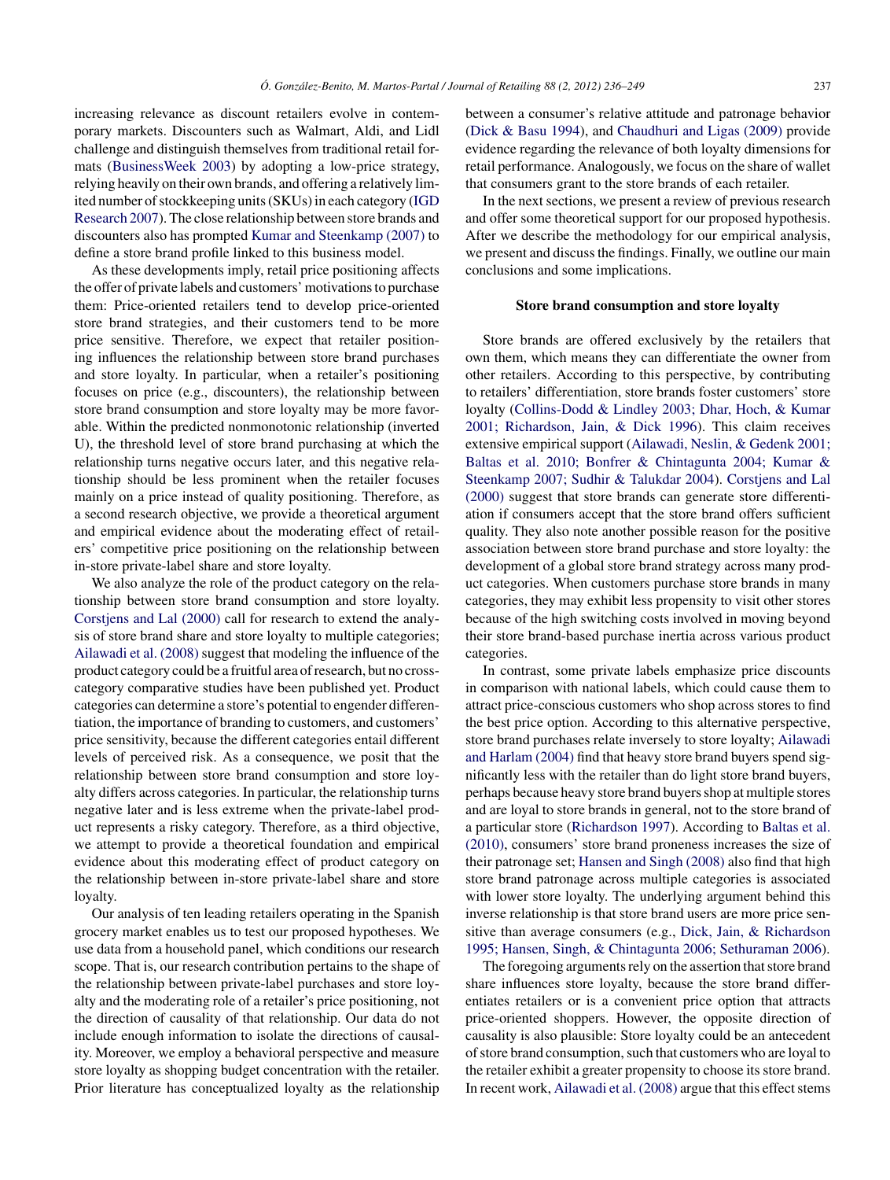increasing relevance as discount retailers evolve in contemporary markets. Discounters such as Walmart, Aldi, and Lidl challenge and distinguish themselves from traditional retail formats (BusinessWeek 2003) by adopting a low-price strategy, relying heavily on their own brands, and offering a relatively limited number of stockkeeping units (SKUs) in each category (IGD Research 2007). The close relationship between store brands and discounters also has prompted Kumar and Steenkamp (2007) to define a store brand profile linked to this business model.

As these developments imply, retail price positioning affects the offer of private labels and customers' motivations to purchase them: Price-oriented retailers tend to develop price-oriented store brand strategies, and their customers tend to be more price sensitive. Therefore, we expect that retailer positioning influences the relationship between store brand purchases and store loyalty. In particular, when a retailer's positioning focuses on price (e.g., discounters), the relationship between store brand consumption and store loyalty may be more favorable. Within the predicted nonmonotonic relationship (inverted U), the threshold level of store brand purchasing at which the relationship turns negative occurs later, and this negative relationship should be less prominent when the retailer focuses mainly on a price instead of quality positioning. Therefore, as a second research objective, we provide a theoretical argument and empirical evidence about the moderating effect of retailers' competitive price positioning on the relationship between in-store private-label share and store loyalty.

We also analyze the role of the product category on the relationship between store brand consumption and store loyalty. Corstjens and Lal (2000) call for research to extend the analysis of store brand share and store loyalty to multiple categories; Ailawadi et al. (2008) suggest that modeling the influence of the product category could be a fruitful area of research, but no cross-category comparative studies have been published yet. Product categories can determine a store's potential to engender differentiation, the importance of branding to customers, and customers' price sensitivity, because the different categories entail different levels of perceived risk. As a consequence, we posit that the relationship between store brand consumption and store loyalty differs across categories. In particular, the relationship turns negative later and is less extreme when the private-label product represents a risky category. Therefore, as a third objective, we attempt to provide a theoretical foundation and empirical evidence about this moderating effect of product category on the relationship between in-store private-label share and store loyalty.

Our analysis of ten leading retailers operating in the Spanish grocery market enables us to test our proposed hypotheses. We use data from a household panel, which conditions our research scope. That is, our research contribution pertains to the shape of the relationship between private-label purchases and store loyalty and the moderating role of a retailer's price positioning, not the direction of causality of that relationship. Our data do not include enough information to isolate the directions of causality. Moreover, we employ a behavioral perspective and measure store loyalty as shopping budget concentration with the retailer. Prior literature has conceptualized loyalty as the relationship between a consumer's relative attitude and patronage behavior (Dick & Basu 1994), and Chaudhuri and Ligas (2009) provide evidence regarding the relevance of both loyalty dimensions for retail performance. Analogously, we focus on the share of wallet that consumers grant to the store brands of each retailer.

In the next sections, we present a review of previous research and offer some theoretical support for our proposed hypothesis. After we describe the methodology for our empirical analysis, we present and discuss the findings. Finally, we outline our main conclusions and some implications.

## Store brand consumption and store loyalty

Store brands are offered exclusively by the retailers that own them, which means they can differentiate the owner from other retailers. According to this perspective, by contributing to retailers' differentiation, store brands foster customers' store loyalty (Collins-Dodd & Lindley 2003; Dhar, Hoch, & Kumar 2001; Richardson, Jain, & Dick 1996). This claim receives extensive empirical support (Ailawadi, Neslin, & Gedenk 2001; Baltas et al. 2010; Bonfrer & Chintagunta 2004; Kumar & Steenkamp 2007; Sudhir & Talukdar 2004). Corstjens and Lal (2000) suggest that store brands can generate store differentiation if consumers accept that the store brand offers sufficient quality. They also note another possible reason for the positive association between store brand purchase and store loyalty: the development of a global store brand strategy across many product categories. When customers purchase store brands in many categories, they may exhibit less propensity to visit other stores because of the high switching costs involved in moving beyond their store brand-based purchase inertia across various product categories.

In contrast, some private labels emphasize price discounts in comparison with national labels, which could cause them to attract price-conscious customers who shop across stores to find the best price option. According to this alternative perspective, store brand purchases relate inversely to store loyalty; Ailawadi and Harlam (2004) find that heavy store brand buyers spend significantly less with the retailer than do light store brand buyers, perhaps because heavy store brand buyers shop at multiple stores and are loyal to store brands in general, not to the store brand of a particular store (Richardson 1997). According to Baltas et al. (2010), consumers' store brand proneness increases the size of their patronage set; Hansen and Singh (2008) also find that high store brand patronage across multiple categories is associated with lower store loyalty. The underlying argument behind this inverse relationship is that store brand users are more price sensitive than average consumers (e.g., Dick, Jain, & Richardson 1995; Hansen, Singh, & Chintagunta 2006; Sethuraman 2006).

The foregoing arguments rely on the assertion that store brand share influences store loyalty, because the store brand differentiates retailers or is a convenient price option that attracts price-oriented shoppers. However, the opposite direction of causality is also plausible: Store loyalty could be an antecedent of store brand consumption, such that customers who are loyal to the retailer exhibit a greater propensity to choose its store brand. In recent work, Ailawadi et al. (2008) argue that this effect stems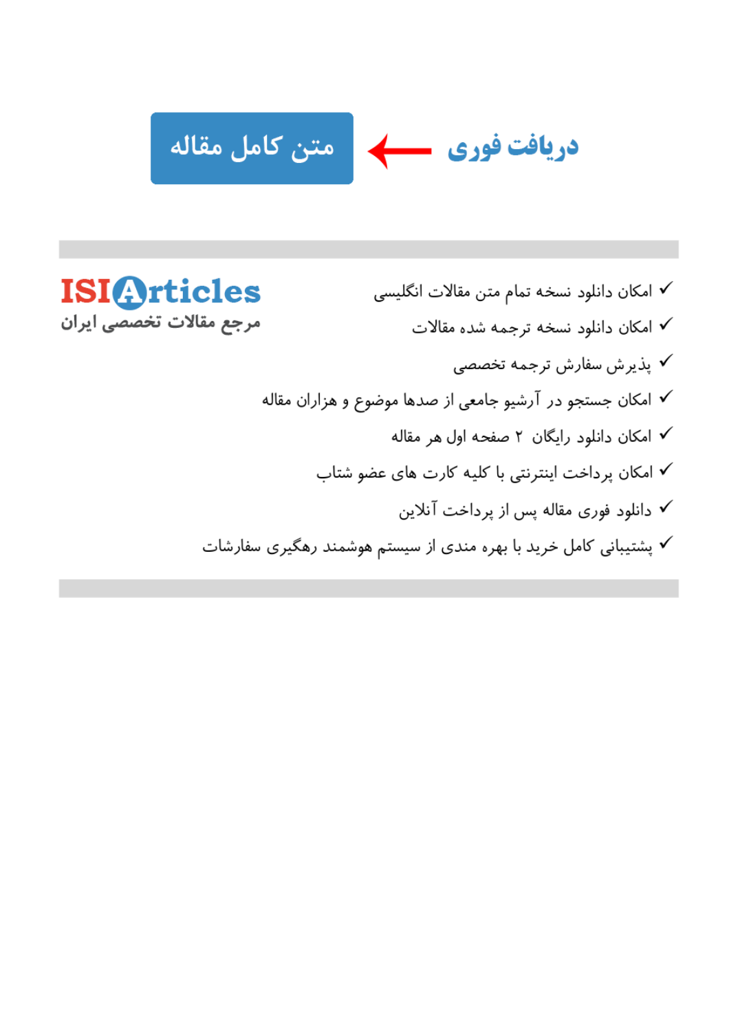دریافت فوری ← **متن کامل مقاله**

**ISIArticles**
مرجع مقالات تخصصی ایران

- ✓ امکان دانلود نسخه تمام متن مقالات انگلیسی
- ✓ امکان دانلود نسخه ترجمه شده مقالات
- ✓ پذیرش سفارش ترجمه تخصصی
- ✓ امکان جستجو در آرشیو جامعی از صدها موضوع و هزاران مقاله
- ✓ امکان دانلود رایگان ۲ صفحه اول هر مقاله
- ✓ امکان پرداخت اینترنتی با کلیه کارت های عضو شتاب
- ✓ دانلود فوری مقاله پس از پرداخت آنلاین
- ✓ پشتیبانی کامل خرید با بهره مندی از سیستم هوشمند رهگیری سفارشات